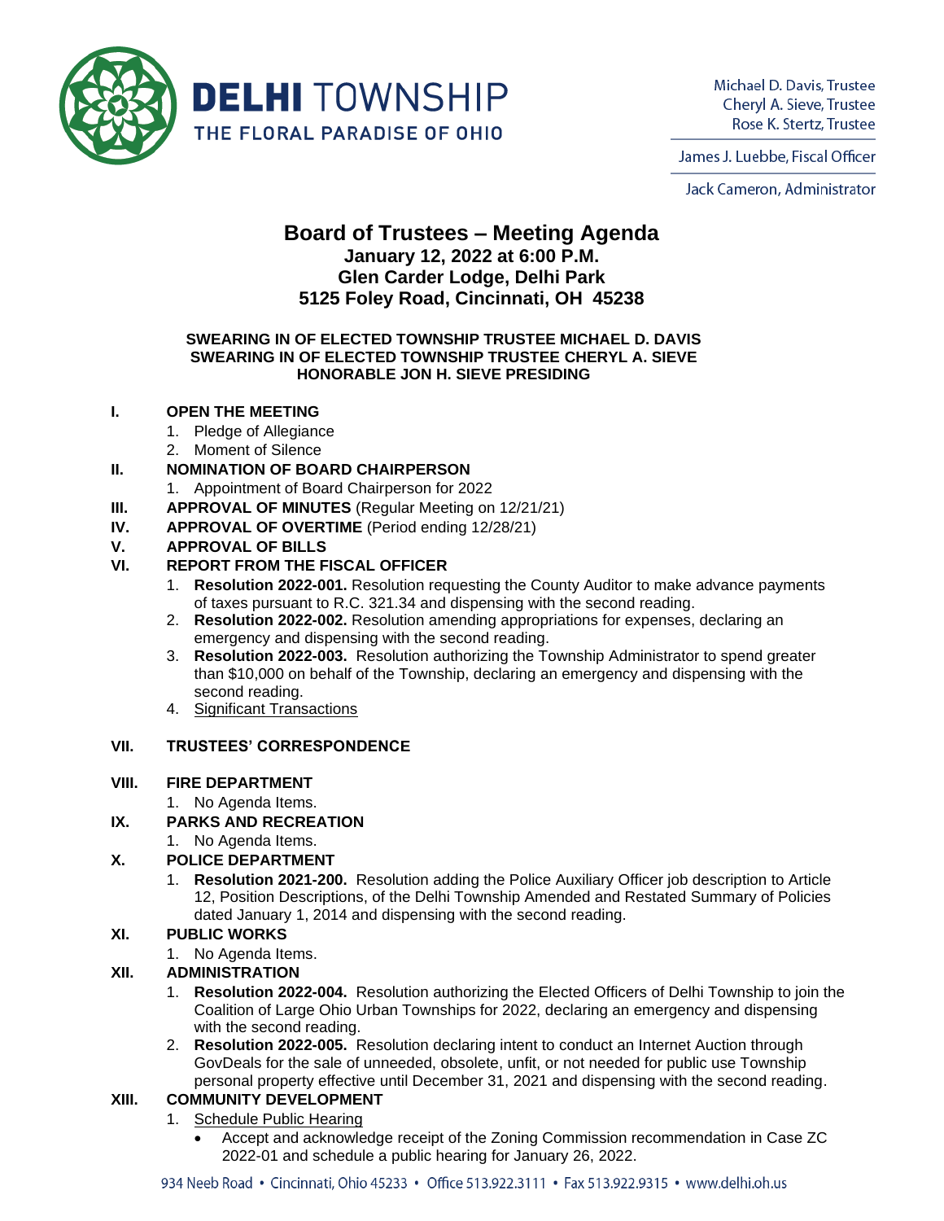**DELHI TOWNSHIP**
THE FLORAL PARADISE OF OHIO

Michael D. Davis, Trustee
Cheryl A. Sieve, Trustee
Rose K. Stertz, Trustee

James J. Luebbe, Fiscal Officer

Jack Cameron, Administrator

# Board of Trustees – Meeting Agenda

## January 12, 2022 at 6:00 P.M.
## Glen Carder Lodge, Delhi Park
## 5125 Foley Road, Cincinnati, OH 45238

**SWEARING IN OF ELECTED TOWNSHIP TRUSTEE MICHAEL D. DAVIS**
**SWEARING IN OF ELECTED TOWNSHIP TRUSTEE CHERYL A. SIEVE**
**HONORABLE JON H. SIEVE PRESIDING**

**I. OPEN THE MEETING**
1. Pledge of Allegiance
2. Moment of Silence

**II. NOMINATION OF BOARD CHAIRPERSON**
1. Appointment of Board Chairperson for 2022

**III. APPROVAL OF MINUTES** (Regular Meeting on 12/21/21)

**IV. APPROVAL OF OVERTIME** (Period ending 12/28/21)

**V. APPROVAL OF BILLS**

**VI. REPORT FROM THE FISCAL OFFICER**
1. **Resolution 2022-001.** Resolution requesting the County Auditor to make advance payments of taxes pursuant to R.C. 321.34 and dispensing with the second reading.
2. **Resolution 2022-002.** Resolution amending appropriations for expenses, declaring an emergency and dispensing with the second reading.
3. **Resolution 2022-003.** Resolution authorizing the Township Administrator to spend greater than $10,000 on behalf of the Township, declaring an emergency and dispensing with the second reading.
4. <u>Significant Transactions</u>

**VII. TRUSTEES' CORRESPONDENCE**

**VIII. FIRE DEPARTMENT**
1. No Agenda Items.

**IX. PARKS AND RECREATION**
1. No Agenda Items.

**X. POLICE DEPARTMENT**
1. **Resolution 2021-200.** Resolution adding the Police Auxiliary Officer job description to Article 12, Position Descriptions, of the Delhi Township Amended and Restated Summary of Policies dated January 1, 2014 and dispensing with the second reading.

**XI. PUBLIC WORKS**
1. No Agenda Items.

**XII. ADMINISTRATION**
1. **Resolution 2022-004.** Resolution authorizing the Elected Officers of Delhi Township to join the Coalition of Large Ohio Urban Townships for 2022, declaring an emergency and dispensing with the second reading.
2. **Resolution 2022-005.** Resolution declaring intent to conduct an Internet Auction through GovDeals for the sale of unneeded, obsolete, unfit, or not needed for public use Township personal property effective until December 31, 2021 and dispensing with the second reading.

**XIII. COMMUNITY DEVELOPMENT**
1. <u>Schedule Public Hearing</u>
   - Accept and acknowledge receipt of the Zoning Commission recommendation in Case ZC 2022-01 and schedule a public hearing for January 26, 2022.

934 Neeb Road • Cincinnati, Ohio 45233 • Office 513.922.3111 • Fax 513.922.9315 • www.delhi.oh.us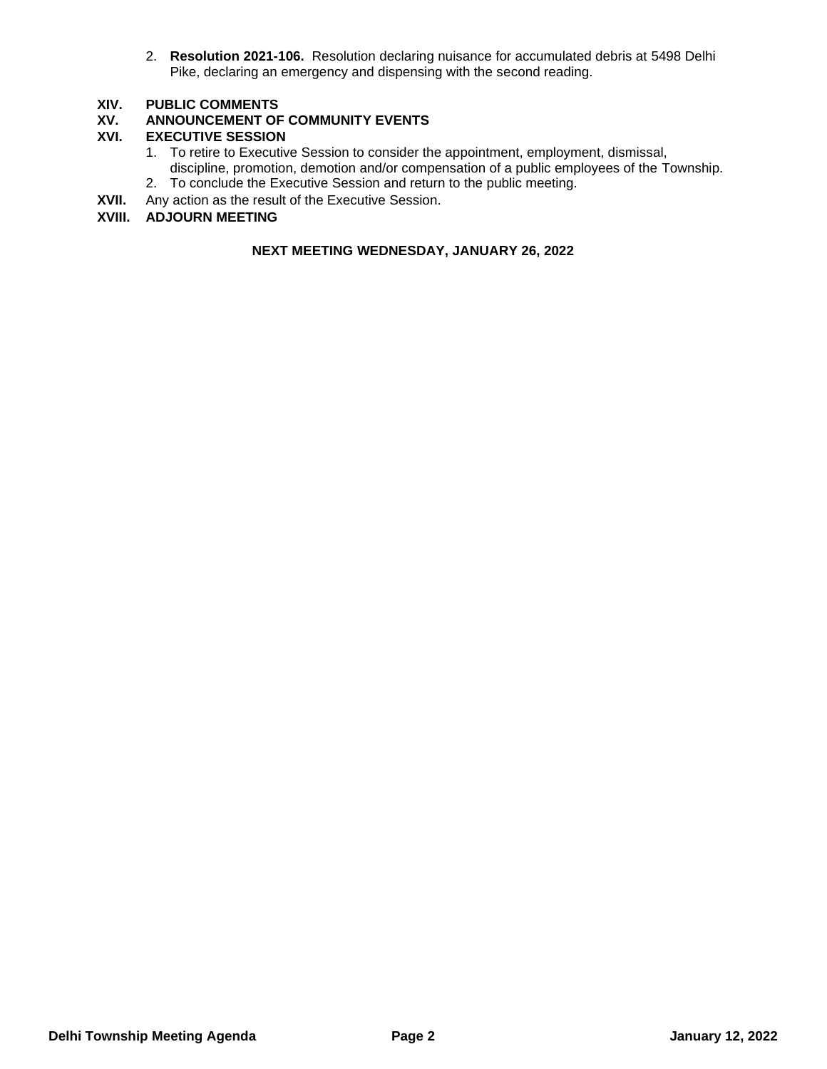2. **Resolution 2021-106.** Resolution declaring nuisance for accumulated debris at 5498 Delhi Pike, declaring an emergency and dispensing with the second reading.

**XIV. PUBLIC COMMENTS**

**XV. ANNOUNCEMENT OF COMMUNITY EVENTS**

**XVI. EXECUTIVE SESSION**

1. To retire to Executive Session to consider the appointment, employment, dismissal, discipline, promotion, demotion and/or compensation of a public employees of the Township.
2. To conclude the Executive Session and return to the public meeting.

**XVII.** Any action as the result of the Executive Session.

**XVIII. ADJOURN MEETING**

**NEXT MEETING WEDNESDAY, JANUARY 26, 2022**